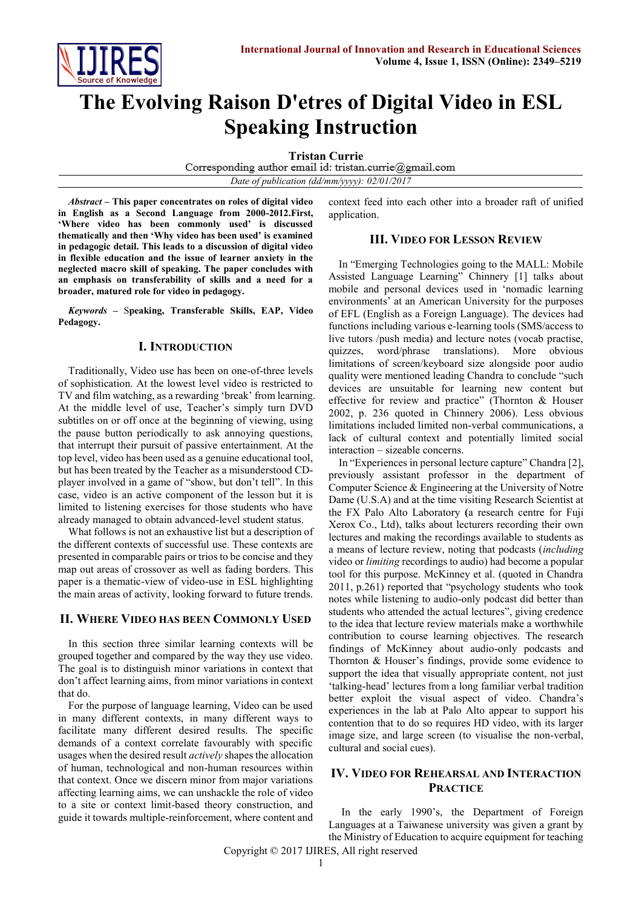# The Evolving Raison D'etres of Digital Video in ESL Speaking Instruction

**Tristan Currie**

Corresponding author email id: tristan.currie@gmail.com

*Date of publication (dd/mm/yyyy): 02/01/2017*

***Abstract* – This paper concentrates on roles of digital video in English as a Second Language from 2000-2012.First, 'Where video has been commonly used' is discussed thematically and then 'Why video has been used' is examined in pedagogic detail. This leads to a discussion of digital video in flexible education and the issue of learner anxiety in the neglected macro skill of speaking. The paper concludes with an emphasis on transferability of skills and a need for a broader, matured role for video in pedagogy.**

***Keywords* – Speaking, Transferable Skills, EAP, Video Pedagogy.**

## I. Introduction

Traditionally, Video use has been on one-of-three levels of sophistication. At the lowest level video is restricted to TV and film watching, as a rewarding 'break' from learning. At the middle level of use, Teacher's simply turn DVD subtitles on or off once at the beginning of viewing, using the pause button periodically to ask annoying questions, that interrupt their pursuit of passive entertainment. At the top level, video has been used as a genuine educational tool, but has been treated by the Teacher as a misunderstood CD-player involved in a game of "show, but don't tell". In this case, video is an active component of the lesson but it is limited to listening exercises for those students who have already managed to obtain advanced-level student status.

What follows is not an exhaustive list but a description of the different contexts of successful use. These contexts are presented in comparable pairs or trios to be concise and they map out areas of crossover as well as fading borders. This paper is a thematic-view of video-use in ESL highlighting the main areas of activity, looking forward to future trends.

## II. Where Video has been Commonly Used

In this section three similar learning contexts will be grouped together and compared by the way they use video. The goal is to distinguish minor variations in context that don't affect learning aims, from minor variations in context that do.

For the purpose of language learning, Video can be used in many different contexts, in many different ways to facilitate many different desired results. The specific demands of a context correlate favourably with specific usages when the desired result *actively* shapes the allocation of human, technological and non-human resources within that context. Once we discern minor from major variations affecting learning aims, we can unshackle the role of video to a site or context limit-based theory construction, and guide it towards multiple-reinforcement, where content and context feed into each other into a broader raft of unified application.

## III. Video for Lesson Review

In "Emerging Technologies going to the MALL: Mobile Assisted Language Learning" Chinnery [1] talks about mobile and personal devices used in 'nomadic learning environments' at an American University for the purposes of EFL (English as a Foreign Language). The devices had functions including various e-learning tools (SMS/access to live tutors /push media) and lecture notes (vocab practise, quizzes, word/phrase translations). More obvious limitations of screen/keyboard size alongside poor audio quality were mentioned leading Chandra to conclude "such devices are unsuitable for learning new content but effective for review and practice" (Thornton & Houser 2002, p. 236 quoted in Chinnery 2006). Less obvious limitations included limited non-verbal communications, a lack of cultural context and potentially limited social interaction – sizeable concerns.

In "Experiences in personal lecture capture" Chandra [2], previously assistant professor in the department of Computer Science & Engineering at the University of Notre Dame (U.S.A) and at the time visiting Research Scientist at the FX Palo Alto Laboratory (a research centre for Fuji Xerox Co., Ltd), talks about lecturers recording their own lectures and making the recordings available to students as a means of lecture review, noting that podcasts (*including* video or *limiting* recordings to audio) had become a popular tool for this purpose. McKinney et al. (quoted in Chandra 2011, p.261) reported that "psychology students who took notes while listening to audio-only podcast did better than students who attended the actual lectures", giving credence to the idea that lecture review materials make a worthwhile contribution to course learning objectives. The research findings of McKinney about audio-only podcasts and Thornton & Houser's findings, provide some evidence to support the idea that visually appropriate content, not just 'talking-head' lectures from a long familiar verbal tradition better exploit the visual aspect of video. Chandra's experiences in the lab at Palo Alto appear to support his contention that to do so requires HD video, with its larger image size, and large screen (to visualise the non-verbal, cultural and social cues).

## IV. Video for Rehearsal and Interaction Practice

In the early 1990's, the Department of Foreign Languages at a Taiwanese university was given a grant by the Ministry of Education to acquire equipment for teaching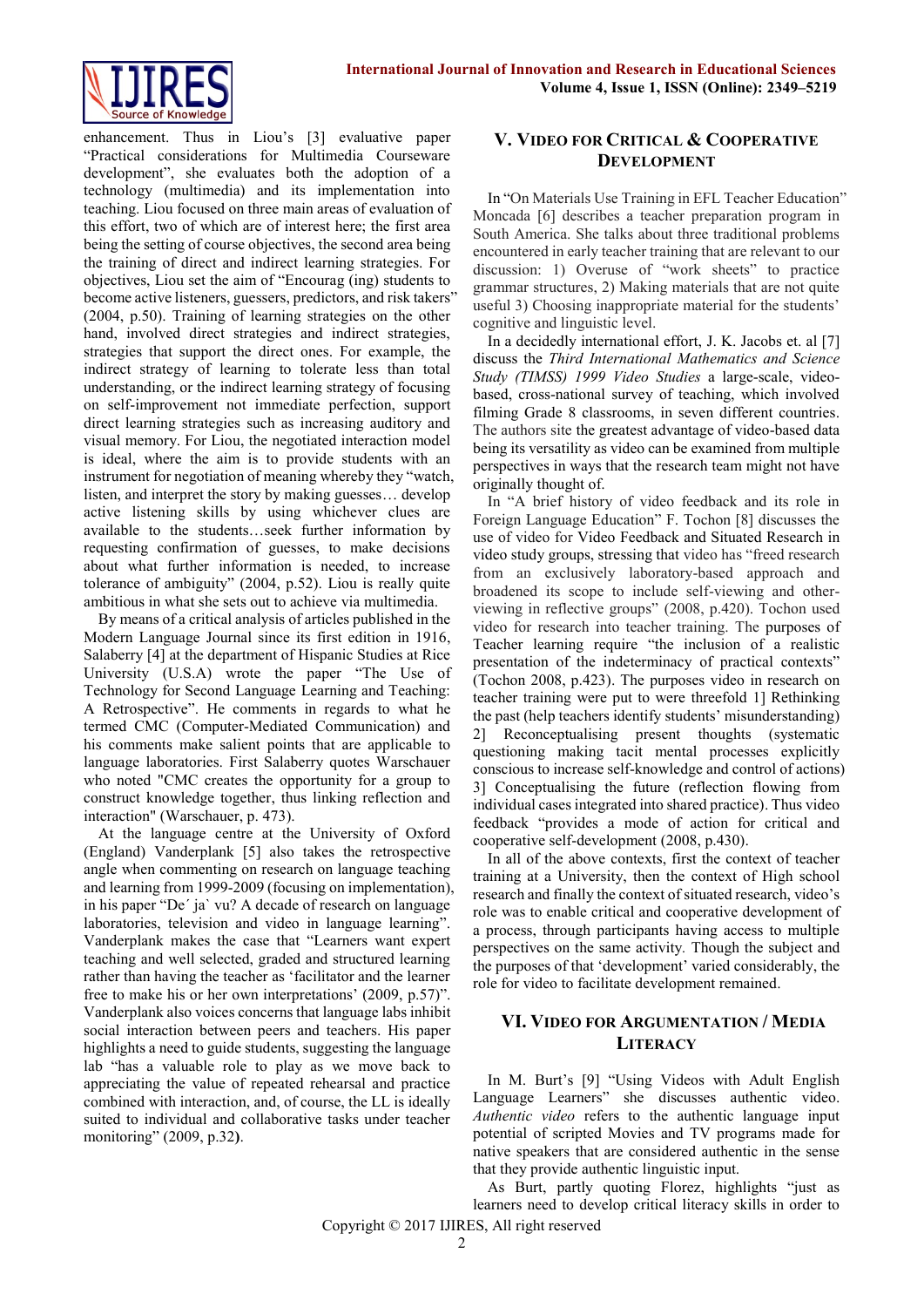enhancement. Thus in Liou's [3] evaluative paper "Practical considerations for Multimedia Courseware development", she evaluates both the adoption of a technology (multimedia) and its implementation into teaching. Liou focused on three main areas of evaluation of this effort, two of which are of interest here; the first area being the setting of course objectives, the second area being the training of direct and indirect learning strategies. For objectives, Liou set the aim of "Encourag (ing) students to become active listeners, guessers, predictors, and risk takers" (2004, p.50). Training of learning strategies on the other hand, involved direct strategies and indirect strategies, strategies that support the direct ones. For example, the indirect strategy of learning to tolerate less than total understanding, or the indirect learning strategy of focusing on self-improvement not immediate perfection, support direct learning strategies such as increasing auditory and visual memory. For Liou, the negotiated interaction model is ideal, where the aim is to provide students with an instrument for negotiation of meaning whereby they "watch, listen, and interpret the story by making guesses… develop active listening skills by using whichever clues are available to the students…seek further information by requesting confirmation of guesses, to make decisions about what further information is needed, to increase tolerance of ambiguity" (2004, p.52). Liou is really quite ambitious in what she sets out to achieve via multimedia.

By means of a critical analysis of articles published in the Modern Language Journal since its first edition in 1916, Salaberry [4] at the department of Hispanic Studies at Rice University (U.S.A) wrote the paper "The Use of Technology for Second Language Learning and Teaching: A Retrospective". He comments in regards to what he termed CMC (Computer-Mediated Communication) and his comments make salient points that are applicable to language laboratories. First Salaberry quotes Warschauer who noted "CMC creates the opportunity for a group to construct knowledge together, thus linking reflection and interaction" (Warschauer, p. 473).

At the language centre at the University of Oxford (England) Vanderplank [5] also takes the retrospective angle when commenting on research on language teaching and learning from 1999-2009 (focusing on implementation), in his paper "De´ ja` vu? A decade of research on language laboratories, television and video in language learning". Vanderplank makes the case that "Learners want expert teaching and well selected, graded and structured learning rather than having the teacher as 'facilitator and the learner free to make his or her own interpretations' (2009, p.57)". Vanderplank also voices concerns that language labs inhibit social interaction between peers and teachers. His paper highlights a need to guide students, suggesting the language lab "has a valuable role to play as we move back to appreciating the value of repeated rehearsal and practice combined with interaction, and, of course, the LL is ideally suited to individual and collaborative tasks under teacher monitoring" (2009, p.32**)**.

## V. Video for Critical & Cooperative Development

In "On Materials Use Training in EFL Teacher Education" Moncada [6] describes a teacher preparation program in South America. She talks about three traditional problems encountered in early teacher training that are relevant to our discussion: 1) Overuse of "work sheets" to practice grammar structures, 2) Making materials that are not quite useful 3) Choosing inappropriate material for the students' cognitive and linguistic level.

In a decidedly international effort, J. K. Jacobs et. al [7] discuss the *Third International Mathematics and Science Study (TIMSS) 1999 Video Studies* a large-scale, video-based, cross-national survey of teaching, which involved filming Grade 8 classrooms, in seven different countries. The authors site the greatest advantage of video-based data being its versatility as video can be examined from multiple perspectives in ways that the research team might not have originally thought of.

In "A brief history of video feedback and its role in Foreign Language Education" F. Tochon [8] discusses the use of video for Video Feedback and Situated Research in video study groups, stressing that video has "freed research from an exclusively laboratory-based approach and broadened its scope to include self-viewing and other-viewing in reflective groups" (2008, p.420). Tochon used video for research into teacher training. The purposes of Teacher learning require "the inclusion of a realistic presentation of the indeterminacy of practical contexts" (Tochon 2008, p.423). The purposes video in research on teacher training were put to were threefold 1] Rethinking the past (help teachers identify students' misunderstanding) 2] Reconceptualising present thoughts (systematic questioning making tacit mental processes explicitly conscious to increase self-knowledge and control of actions) 3] Conceptualising the future (reflection flowing from individual cases integrated into shared practice). Thus video feedback "provides a mode of action for critical and cooperative self-development (2008, p.430).

In all of the above contexts, first the context of teacher training at a University, then the context of High school research and finally the context of situated research, video's role was to enable critical and cooperative development of a process, through participants having access to multiple perspectives on the same activity. Though the subject and the purposes of that 'development' varied considerably, the role for video to facilitate development remained.

## VI. Video for Argumentation / Media Literacy

In M. Burt's [9] "Using Videos with Adult English Language Learners" she discusses authentic video. *Authentic video* refers to the authentic language input potential of scripted Movies and TV programs made for native speakers that are considered authentic in the sense that they provide authentic linguistic input.

As Burt, partly quoting Florez, highlights "just as learners need to develop critical literacy skills in order to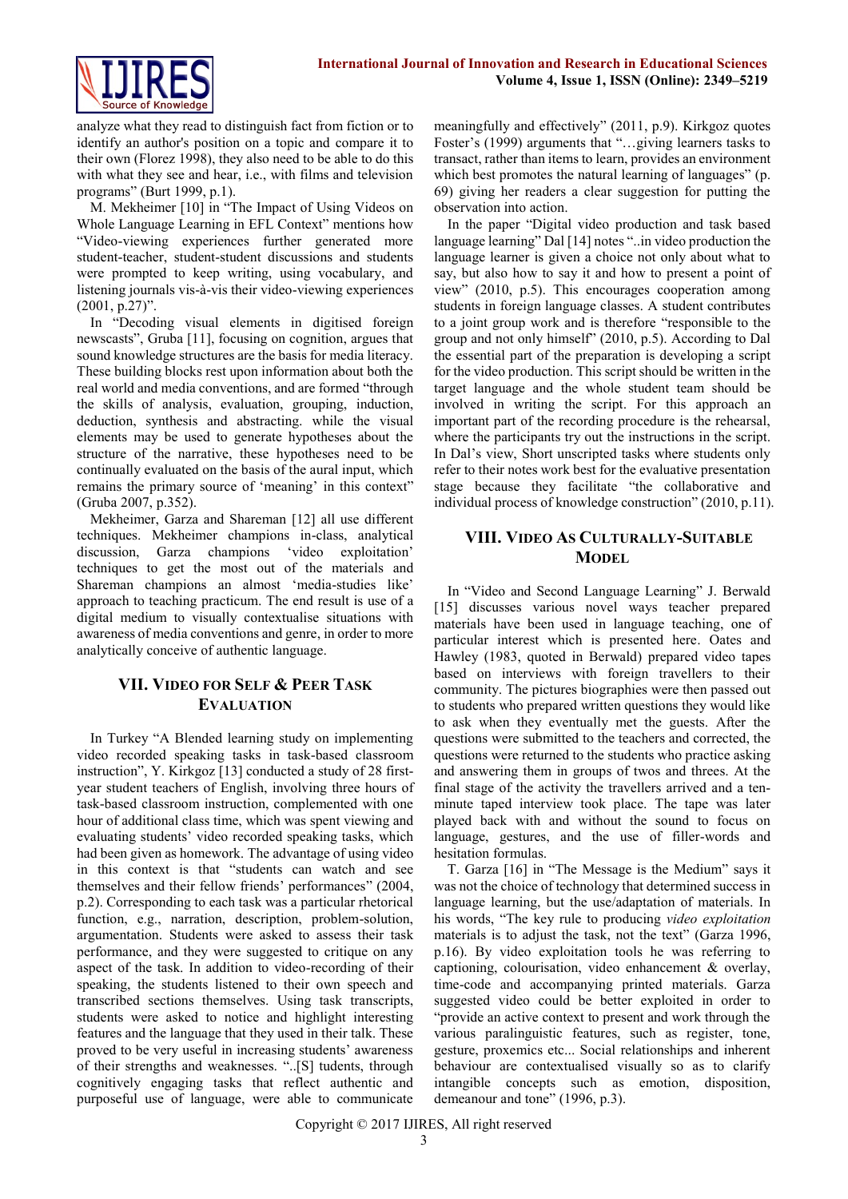analyze what they read to distinguish fact from fiction or to identify an author's position on a topic and compare it to their own (Florez 1998), they also need to be able to do this with what they see and hear, i.e., with films and television programs" (Burt 1999, p.1).

M. Mekheimer [10] in "The Impact of Using Videos on Whole Language Learning in EFL Context" mentions how "Video-viewing experiences further generated more student-teacher, student-student discussions and students were prompted to keep writing, using vocabulary, and listening journals vis-à-vis their video-viewing experiences (2001, p.27)".

In "Decoding visual elements in digitised foreign newscasts", Gruba [11], focusing on cognition, argues that sound knowledge structures are the basis for media literacy. These building blocks rest upon information about both the real world and media conventions, and are formed "through the skills of analysis, evaluation, grouping, induction, deduction, synthesis and abstracting. while the visual elements may be used to generate hypotheses about the structure of the narrative, these hypotheses need to be continually evaluated on the basis of the aural input, which remains the primary source of 'meaning' in this context" (Gruba 2007, p.352).

Mekheimer, Garza and Shareman [12] all use different techniques. Mekheimer champions in-class, analytical discussion, Garza champions 'video exploitation' techniques to get the most out of the materials and Shareman champions an almost 'media-studies like' approach to teaching practicum. The end result is use of a digital medium to visually contextualise situations with awareness of media conventions and genre, in order to more analytically conceive of authentic language.

## VII. Video for Self & Peer Task Evaluation

In Turkey "A Blended learning study on implementing video recorded speaking tasks in task-based classroom instruction", Y. Kirkgoz [13] conducted a study of 28 first-year student teachers of English, involving three hours of task-based classroom instruction, complemented with one hour of additional class time, which was spent viewing and evaluating students' video recorded speaking tasks, which had been given as homework. The advantage of using video in this context is that "students can watch and see themselves and their fellow friends' performances" (2004, p.2). Corresponding to each task was a particular rhetorical function, e.g., narration, description, problem-solution, argumentation. Students were asked to assess their task performance, and they were suggested to critique on any aspect of the task. In addition to video-recording of their speaking, the students listened to their own speech and transcribed sections themselves. Using task transcripts, students were asked to notice and highlight interesting features and the language that they used in their talk. These proved to be very useful in increasing students' awareness of their strengths and weaknesses. "..[S] tudents, through cognitively engaging tasks that reflect authentic and purposeful use of language, were able to communicate meaningfully and effectively" (2011, p.9). Kirkgoz quotes Foster's (1999) arguments that "…giving learners tasks to transact, rather than items to learn, provides an environment which best promotes the natural learning of languages" (p. 69) giving her readers a clear suggestion for putting the observation into action.

In the paper "Digital video production and task based language learning" Dal [14] notes "..in video production the language learner is given a choice not only about what to say, but also how to say it and how to present a point of view" (2010, p.5). This encourages cooperation among students in foreign language classes. A student contributes to a joint group work and is therefore "responsible to the group and not only himself" (2010, p.5). According to Dal the essential part of the preparation is developing a script for the video production. This script should be written in the target language and the whole student team should be involved in writing the script. For this approach an important part of the recording procedure is the rehearsal, where the participants try out the instructions in the script. In Dal's view, Short unscripted tasks where students only refer to their notes work best for the evaluative presentation stage because they facilitate "the collaborative and individual process of knowledge construction" (2010, p.11).

## VIII. Video As Culturally-Suitable Model

In "Video and Second Language Learning" J. Berwald [15] discusses various novel ways teacher prepared materials have been used in language teaching, one of particular interest which is presented here. Oates and Hawley (1983, quoted in Berwald) prepared video tapes based on interviews with foreign travellers to their community. The pictures biographies were then passed out to students who prepared written questions they would like to ask when they eventually met the guests. After the questions were submitted to the teachers and corrected, the questions were returned to the students who practice asking and answering them in groups of twos and threes. At the final stage of the activity the travellers arrived and a ten-minute taped interview took place. The tape was later played back with and without the sound to focus on language, gestures, and the use of filler-words and hesitation formulas.

T. Garza [16] in "The Message is the Medium" says it was not the choice of technology that determined success in language learning, but the use/adaptation of materials. In his words, "The key rule to producing *video exploitation* materials is to adjust the task, not the text" (Garza 1996, p.16). By video exploitation tools he was referring to captioning, colourisation, video enhancement & overlay, time-code and accompanying printed materials. Garza suggested video could be better exploited in order to "provide an active context to present and work through the various paralinguistic features, such as register, tone, gesture, proxemics etc... Social relationships and inherent behaviour are contextualised visually so as to clarify intangible concepts such as emotion, disposition, demeanour and tone" (1996, p.3).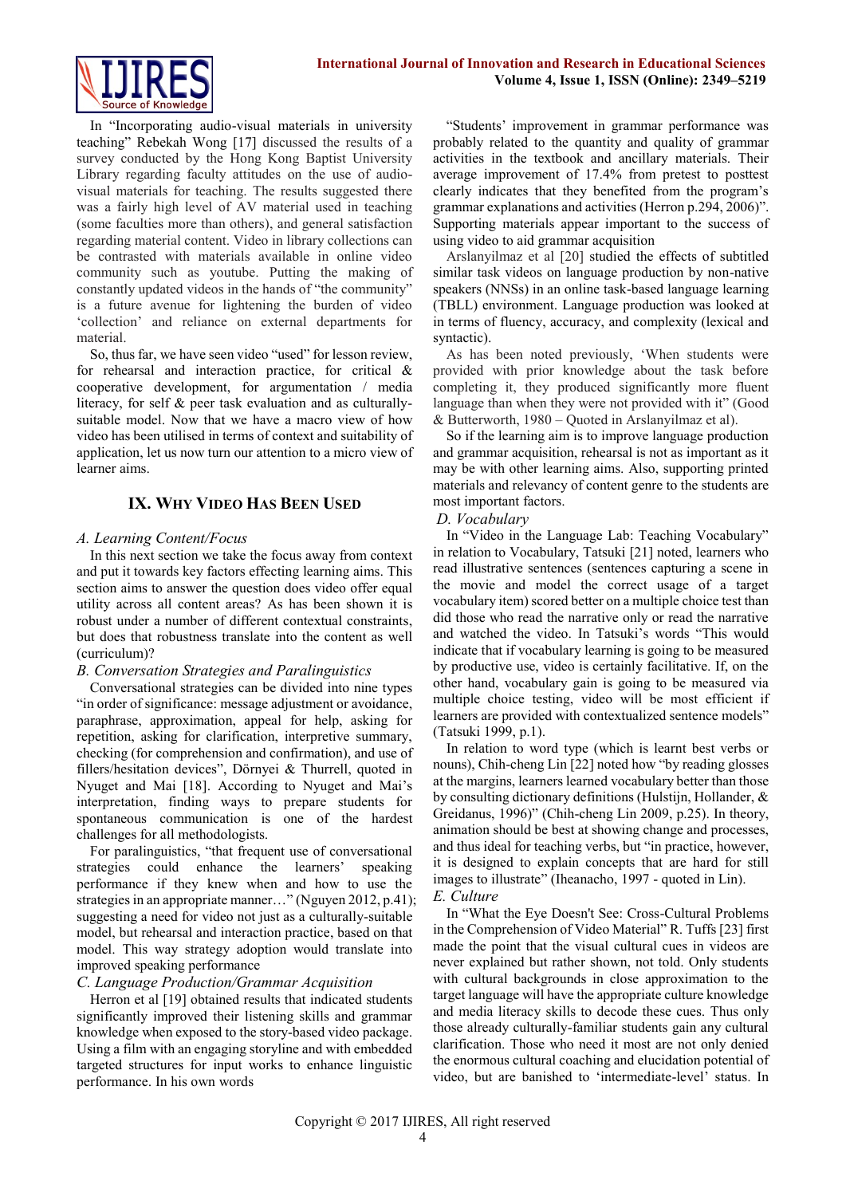In "Incorporating audio-visual materials in university teaching" Rebekah Wong [17] discussed the results of a survey conducted by the Hong Kong Baptist University Library regarding faculty attitudes on the use of audio-visual materials for teaching. The results suggested there was a fairly high level of AV material used in teaching (some faculties more than others), and general satisfaction regarding material content. Video in library collections can be contrasted with materials available in online video community such as youtube. Putting the making of constantly updated videos in the hands of "the community" is a future avenue for lightening the burden of video 'collection' and reliance on external departments for material.

So, thus far, we have seen video "used" for lesson review, for rehearsal and interaction practice, for critical & cooperative development, for argumentation / media literacy, for self & peer task evaluation and as culturally-suitable model. Now that we have a macro view of how video has been utilised in terms of context and suitability of application, let us now turn our attention to a micro view of learner aims.

## IX. Why Video Has Been Used

### A. Learning Content/Focus

In this next section we take the focus away from context and put it towards key factors effecting learning aims. This section aims to answer the question does video offer equal utility across all content areas? As has been shown it is robust under a number of different contextual constraints, but does that robustness translate into the content as well (curriculum)?

### B. Conversation Strategies and Paralinguistics

Conversational strategies can be divided into nine types "in order of significance: message adjustment or avoidance, paraphrase, approximation, appeal for help, asking for repetition, asking for clarification, interpretive summary, checking (for comprehension and confirmation), and use of fillers/hesitation devices", Dörnyei & Thurrell, quoted in Nyuget and Mai [18]. According to Nyuget and Mai's interpretation, finding ways to prepare students for spontaneous communication is one of the hardest challenges for all methodologists.

For paralinguistics, "that frequent use of conversational strategies could enhance the learners' speaking performance if they knew when and how to use the strategies in an appropriate manner…" (Nguyen 2012, p.41); suggesting a need for video not just as a culturally-suitable model, but rehearsal and interaction practice, based on that model. This way strategy adoption would translate into improved speaking performance

### C. Language Production/Grammar Acquisition

Herron et al [19] obtained results that indicated students significantly improved their listening skills and grammar knowledge when exposed to the story-based video package. Using a film with an engaging storyline and with embedded targeted structures for input works to enhance linguistic performance. In his own words

"Students' improvement in grammar performance was probably related to the quantity and quality of grammar activities in the textbook and ancillary materials. Their average improvement of 17.4% from pretest to posttest clearly indicates that they benefited from the program's grammar explanations and activities (Herron p.294, 2006)". Supporting materials appear important to the success of using video to aid grammar acquisition

Arslanyilmaz et al [20] studied the effects of subtitled similar task videos on language production by non-native speakers (NNSs) in an online task-based language learning (TBLL) environment. Language production was looked at in terms of fluency, accuracy, and complexity (lexical and syntactic).

As has been noted previously, 'When students were provided with prior knowledge about the task before completing it, they produced significantly more fluent language than when they were not provided with it" (Good & Butterworth, 1980 – Quoted in Arslanyilmaz et al).

So if the learning aim is to improve language production and grammar acquisition, rehearsal is not as important as it may be with other learning aims. Also, supporting printed materials and relevancy of content genre to the students are most important factors.

### D. Vocabulary

In "Video in the Language Lab: Teaching Vocabulary" in relation to Vocabulary, Tatsuki [21] noted, learners who read illustrative sentences (sentences capturing a scene in the movie and model the correct usage of a target vocabulary item) scored better on a multiple choice test than did those who read the narrative only or read the narrative and watched the video. In Tatsuki's words "This would indicate that if vocabulary learning is going to be measured by productive use, video is certainly facilitative. If, on the other hand, vocabulary gain is going to be measured via multiple choice testing, video will be most efficient if learners are provided with contextualized sentence models" (Tatsuki 1999, p.1).

In relation to word type (which is learnt best verbs or nouns), Chih-cheng Lin [22] noted how "by reading glosses at the margins, learners learned vocabulary better than those by consulting dictionary definitions (Hulstijn, Hollander, & Greidanus, 1996)" (Chih-cheng Lin 2009, p.25). In theory, animation should be best at showing change and processes, and thus ideal for teaching verbs, but "in practice, however, it is designed to explain concepts that are hard for still images to illustrate" (Iheanacho, 1997 - quoted in Lin).

### E. Culture

In "What the Eye Doesn't See: Cross-Cultural Problems in the Comprehension of Video Material" R. Tuffs [23] first made the point that the visual cultural cues in videos are never explained but rather shown, not told. Only students with cultural backgrounds in close approximation to the target language will have the appropriate culture knowledge and media literacy skills to decode these cues. Thus only those already culturally-familiar students gain any cultural clarification. Those who need it most are not only denied the enormous cultural coaching and elucidation potential of video, but are banished to 'intermediate-level' status. In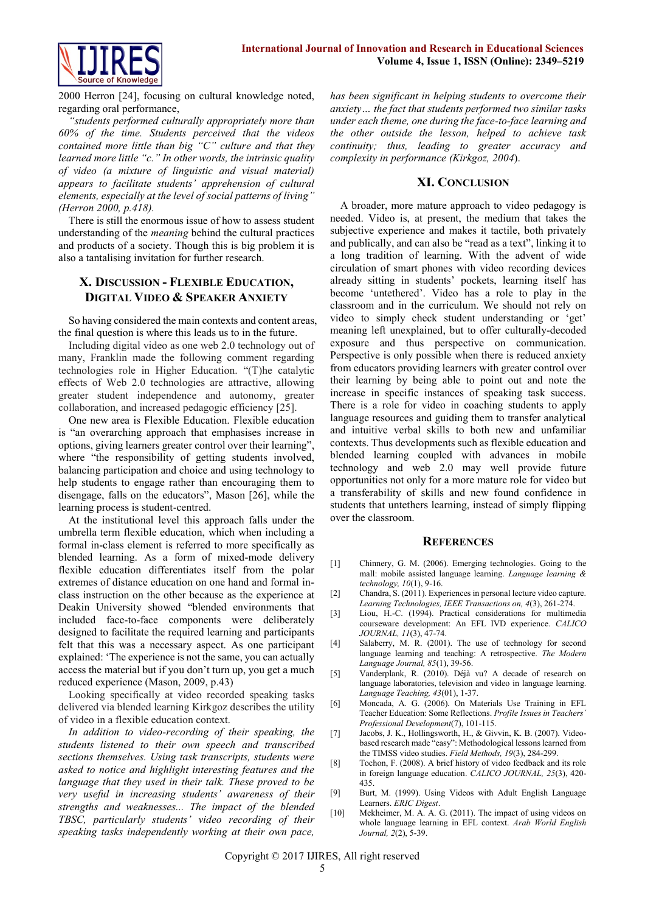2000 Herron [24], focusing on cultural knowledge noted, regarding oral performance,

*"students performed culturally appropriately more than 60% of the time. Students perceived that the videos contained more little than big "C" culture and that they learned more little "c." In other words, the intrinsic quality of video (a mixture of linguistic and visual material) appears to facilitate students' apprehension of cultural elements, especially at the level of social patterns of living" (Herron 2000, p.418).*

There is still the enormous issue of how to assess student understanding of the *meaning* behind the cultural practices and products of a society. Though this is big problem it is also a tantalising invitation for further research.

## X. Discussion - Flexible Education, Digital Video & Speaker Anxiety

So having considered the main contexts and content areas, the final question is where this leads us to in the future.

Including digital video as one web 2.0 technology out of many, Franklin made the following comment regarding technologies role in Higher Education. "(T)he catalytic effects of Web 2.0 technologies are attractive, allowing greater student independence and autonomy, greater collaboration, and increased pedagogic efficiency [25].

One new area is Flexible Education. Flexible education is "an overarching approach that emphasises increase in options, giving learners greater control over their learning", where "the responsibility of getting students involved, balancing participation and choice and using technology to help students to engage rather than encouraging them to disengage, falls on the educators", Mason [26], while the learning process is student-centred.

At the institutional level this approach falls under the umbrella term flexible education, which when including a formal in-class element is referred to more specifically as blended learning. As a form of mixed-mode delivery flexible education differentiates itself from the polar extremes of distance education on one hand and formal in-class instruction on the other because as the experience at Deakin University showed "blended environments that included face-to-face components were deliberately designed to facilitate the required learning and participants felt that this was a necessary aspect. As one participant explained: 'The experience is not the same, you can actually access the material but if you don't turn up, you get a much reduced experience (Mason, 2009, p.43)

Looking specifically at video recorded speaking tasks delivered via blended learning Kirkgoz describes the utility of video in a flexible education context.

*In addition to video-recording of their speaking, the students listened to their own speech and transcribed sections themselves. Using task transcripts, students were asked to notice and highlight interesting features and the language that they used in their talk. These proved to be very useful in increasing students' awareness of their strengths and weaknesses... The impact of the blended TBSC, particularly students' video recording of their speaking tasks independently working at their own pace, has been significant in helping students to overcome their anxiety… the fact that students performed two similar tasks under each theme, one during the face-to-face learning and the other outside the lesson, helped to achieve task continuity; thus, leading to greater accuracy and complexity in performance (Kirkgoz, 2004*).

## XI. Conclusion

A broader, more mature approach to video pedagogy is needed. Video is, at present, the medium that takes the subjective experience and makes it tactile, both privately and publically, and can also be "read as a text", linking it to a long tradition of learning. With the advent of wide circulation of smart phones with video recording devices already sitting in students' pockets, learning itself has become 'untethered'. Video has a role to play in the classroom and in the curriculum. We should not rely on video to simply check student understanding or 'get' meaning left unexplained, but to offer culturally-decoded exposure and thus perspective on communication. Perspective is only possible when there is reduced anxiety from educators providing learners with greater control over their learning by being able to point out and note the increase in specific instances of speaking task success. There is a role for video in coaching students to apply language resources and guiding them to transfer analytical and intuitive verbal skills to both new and unfamiliar contexts. Thus developments such as flexible education and blended learning coupled with advances in mobile technology and web 2.0 may well provide future opportunities not only for a more mature role for video but a transferability of skills and new found confidence in students that untethers learning, instead of simply flipping over the classroom.

## References

[1] Chinnery, G. M. (2006). Emerging technologies. Going to the mall: mobile assisted language learning. *Language learning & technology, 10*(1), 9-16.

[2] Chandra, S. (2011). Experiences in personal lecture video capture. *Learning Technologies, IEEE Transactions on, 4*(3), 261-274.

[3] Liou, H.-C. (1994). Practical considerations for multimedia courseware development: An EFL IVD experience. *CALICO JOURNAL, 11*(3), 47-74.

[4] Salaberry, M. R. (2001). The use of technology for second language learning and teaching: A retrospective. *The Modern Language Journal, 85*(1), 39-56.

[5] Vanderplank, R. (2010). Déjà vu? A decade of research on language laboratories, television and video in language learning. *Language Teaching, 43*(01), 1-37.

[6] Moncada, A. G. (2006). On Materials Use Training in EFL Teacher Education: Some Reflections. *Profile Issues in Teachers´ Professional Development*(7), 101-115.

[7] Jacobs, J. K., Hollingsworth, H., & Givvin, K. B. (2007). Video-based research made "easy": Methodological lessons learned from the TIMSS video studies. *Field Methods, 19*(3), 284-299.

[8] Tochon, F. (2008). A brief history of video feedback and its role in foreign language education. *CALICO JOURNAL, 25*(3), 420-435.

[9] Burt, M. (1999). Using Videos with Adult English Language Learners. *ERIC Digest*.

[10] Mekheimer, M. A. A. G. (2011). The impact of using videos on whole language learning in EFL context. *Arab World English Journal, 2*(2), 5-39.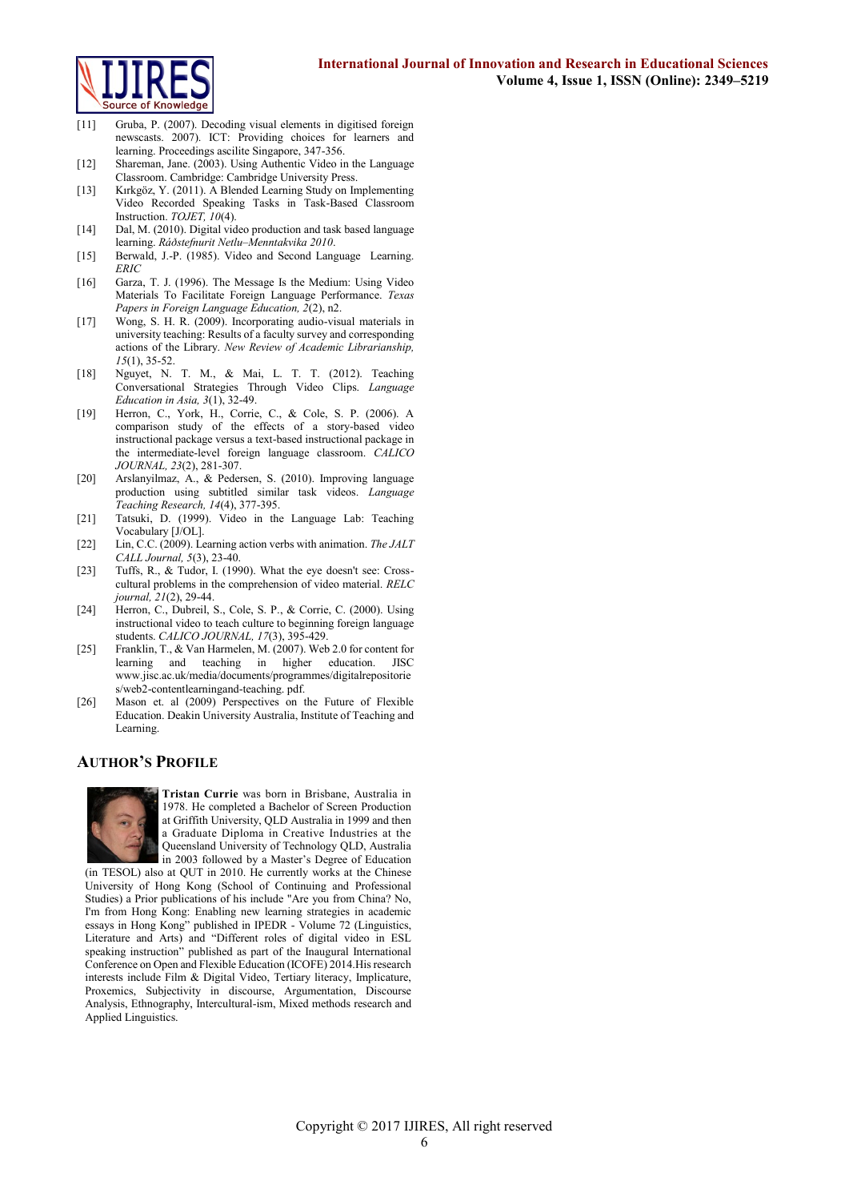[11] Gruba, P. (2007). Decoding visual elements in digitised foreign newscasts. 2007). ICT: Providing choices for learners and learning. Proceedings ascilite Singapore, 347-356.

[12] Shareman, Jane. (2003). Using Authentic Video in the Language Classroom. Cambridge: Cambridge University Press.

[13] Kırkgöz, Y. (2011). A Blended Learning Study on Implementing Video Recorded Speaking Tasks in Task-Based Classroom Instruction. *TOJET, 10*(4).

[14] Dal, M. (2010). Digital video production and task based language learning. *Ráðstefnurit Netlu–Menntakvika 2010*.

[15] Berwald, J.-P. (1985). Video and Second Language Learning. *ERIC*

[16] Garza, T. J. (1996). The Message Is the Medium: Using Video Materials To Facilitate Foreign Language Performance. *Texas Papers in Foreign Language Education, 2*(2), n2.

[17] Wong, S. H. R. (2009). Incorporating audio-visual materials in university teaching: Results of a faculty survey and corresponding actions of the Library. *New Review of Academic Librarianship, 15*(1), 35-52.

[18] Nguyet, N. T. M., & Mai, L. T. T. (2012). Teaching Conversational Strategies Through Video Clips. *Language Education in Asia, 3*(1), 32-49.

[19] Herron, C., York, H., Corrie, C., & Cole, S. P. (2006). A comparison study of the effects of a story-based video instructional package versus a text-based instructional package in the intermediate-level foreign language classroom. *CALICO JOURNAL, 23*(2), 281-307.

[20] Arslanyilmaz, A., & Pedersen, S. (2010). Improving language production using subtitled similar task videos. *Language Teaching Research, 14*(4), 377-395.

[21] Tatsuki, D. (1999). Video in the Language Lab: Teaching Vocabulary [J/OL].

[22] Lin, C.C. (2009). Learning action verbs with animation. *The JALT CALL Journal, 5*(3), 23-40.

[23] Tuffs, R., & Tudor, I. (1990). What the eye doesn't see: Cross-cultural problems in the comprehension of video material. *RELC journal, 21*(2), 29-44.

[24] Herron, C., Dubreil, S., Cole, S. P., & Corrie, C. (2000). Using instructional video to teach culture to beginning foreign language students. *CALICO JOURNAL, 17*(3), 395-429.

[25] Franklin, T., & Van Harmelen, M. (2007). Web 2.0 for content for learning and teaching in higher education. JISC www.jisc.ac.uk/media/documents/programmes/digitalrepositories/web2-contentlearningand-teaching. pdf.

[26] Mason et. al (2009) Perspectives on the Future of Flexible Education. Deakin University Australia, Institute of Teaching and Learning.

## AUTHOR'S PROFILE

**Tristan Currie** was born in Brisbane, Australia in 1978. He completed a Bachelor of Screen Production at Griffith University, QLD Australia in 1999 and then a Graduate Diploma in Creative Industries at the Queensland University of Technology QLD, Australia in 2003 followed by a Master's Degree of Education (in TESOL) also at QUT in 2010. He currently works at the Chinese University of Hong Kong (School of Continuing and Professional Studies) a Prior publications of his include "Are you from China? No, I'm from Hong Kong: Enabling new learning strategies in academic essays in Hong Kong" published in IPEDR - Volume 72 (Linguistics, Literature and Arts) and "Different roles of digital video in ESL speaking instruction" published as part of the Inaugural International Conference on Open and Flexible Education (ICOFE) 2014.His research interests include Film & Digital Video, Tertiary literacy, Implicature, Proxemics, Subjectivity in discourse, Argumentation, Discourse Analysis, Ethnography, Intercultural-ism, Mixed methods research and Applied Linguistics.